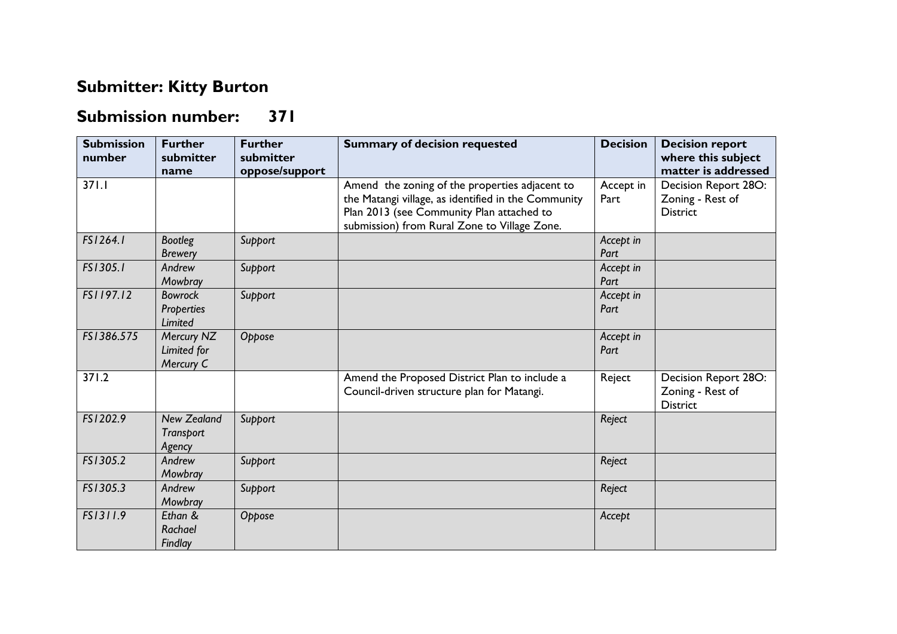## Submitter: Kitty Burton

## Submission number: 371

| Submission number | Further submitter name | Further submitter oppose/support | Summary of decision requested | Decision | Decision report where this subject matter is addressed |
|---|---|---|---|---|---|
| 371.1 | | | Amend the zoning of the properties adjacent to the Matangi village, as identified in the Community Plan 2013 (see Community Plan attached to submission) from Rural Zone to Village Zone. | Accept in Part | Decision Report 28O: Zoning - Rest of District |
| *FS1264.1* | *Bootleg Brewery* | *Support* | | *Accept in Part* | |
| *FS1305.1* | *Andrew Mowbray* | *Support* | | *Accept in Part* | |
| *FS1197.12* | *Bowrock Properties Limited* | *Support* | | *Accept in Part* | |
| *FS1386.575* | *Mercury NZ Limited for Mercury C* | *Oppose* | | *Accept in Part* | |
| 371.2 | | | Amend the Proposed District Plan to include a Council-driven structure plan for Matangi. | Reject | Decision Report 28O: Zoning - Rest of District |
| *FS1202.9* | *New Zealand Transport Agency* | *Support* | | *Reject* | |
| *FS1305.2* | *Andrew Mowbray* | *Support* | | *Reject* | |
| *FS1305.3* | *Andrew Mowbray* | *Support* | | *Reject* | |
| *FS1311.9* | *Ethan & Rachael Findlay* | *Oppose* | | *Accept* | |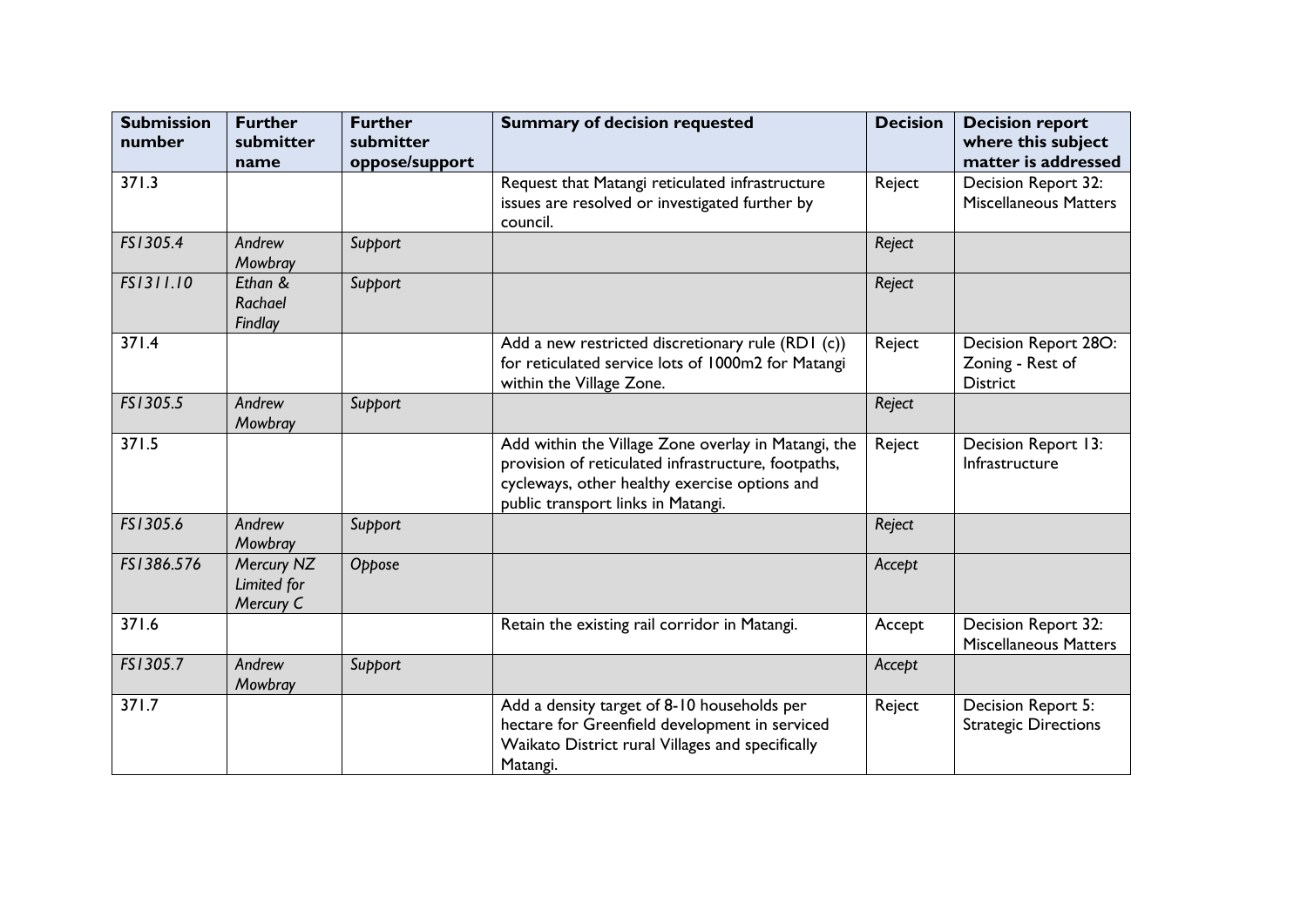| Submission number | Further submitter name | Further submitter oppose/support | Summary of decision requested | Decision | Decision report where this subject matter is addressed |
|---|---|---|---|---|---|
| 371.3 | | | Request that Matangi reticulated infrastructure issues are resolved or investigated further by council. | Reject | Decision Report 32: Miscellaneous Matters |
| *FS1305.4* | *Andrew Mowbray* | *Support* | | *Reject* | |
| *FS1311.10* | *Ethan & Rachael Findlay* | *Support* | | *Reject* | |
| 371.4 | | | Add a new restricted discretionary rule (RD1 (c)) for reticulated service lots of 1000m2 for Matangi within the Village Zone. | Reject | Decision Report 28O: Zoning - Rest of District |
| *FS1305.5* | *Andrew Mowbray* | *Support* | | *Reject* | |
| 371.5 | | | Add within the Village Zone overlay in Matangi, the provision of reticulated infrastructure, footpaths, cycleways, other healthy exercise options and public transport links in Matangi. | Reject | Decision Report 13: Infrastructure |
| *FS1305.6* | *Andrew Mowbray* | *Support* | | *Reject* | |
| *FS1386.576* | *Mercury NZ Limited for Mercury C* | *Oppose* | | *Accept* | |
| 371.6 | | | Retain the existing rail corridor in Matangi. | Accept | Decision Report 32: Miscellaneous Matters |
| *FS1305.7* | *Andrew Mowbray* | *Support* | | *Accept* | |
| 371.7 | | | Add a density target of 8-10 households per hectare for Greenfield development in serviced Waikato District rural Villages and specifically Matangi. | Reject | Decision Report 5: Strategic Directions |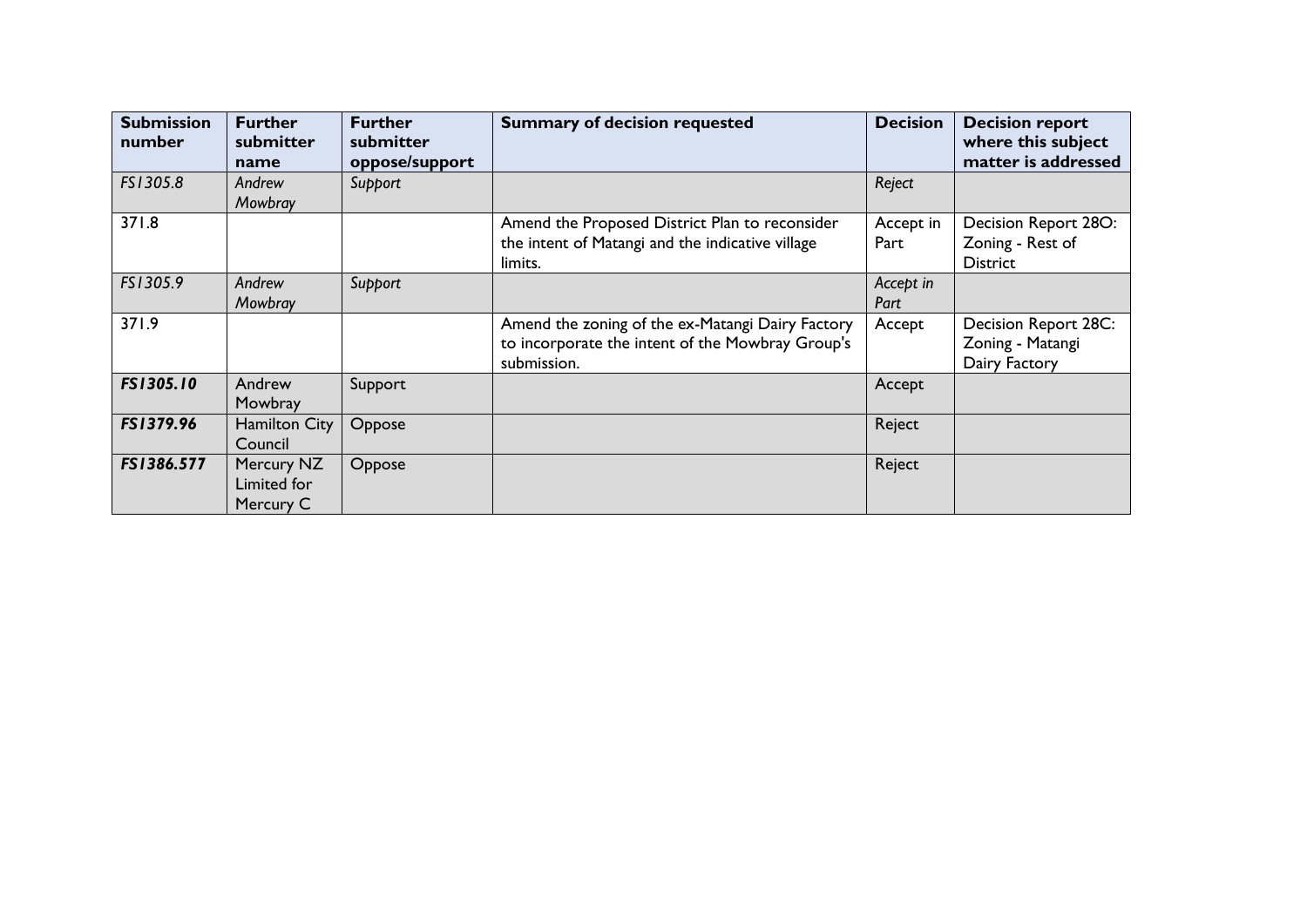| Submission number | Further submitter name | Further submitter oppose/support | Summary of decision requested | Decision | Decision report where this subject matter is addressed |
|---|---|---|---|---|---|
| *FS1305.8* | *Andrew Mowbray* | *Support* | | *Reject* | |
| 371.8 | | | Amend the Proposed District Plan to reconsider the intent of Matangi and the indicative village limits. | Accept in Part | Decision Report 28O: Zoning - Rest of District |
| *FS1305.9* | *Andrew Mowbray* | *Support* | | *Accept in Part* | |
| 371.9 | | | Amend the zoning of the ex-Matangi Dairy Factory to incorporate the intent of the Mowbray Group's submission. | Accept | Decision Report 28C: Zoning - Matangi Dairy Factory |
| ***FS1305.10*** | Andrew Mowbray | Support | | Accept | |
| ***FS1379.96*** | Hamilton City Council | Oppose | | Reject | |
| ***FS1386.577*** | Mercury NZ Limited for Mercury C | Oppose | | Reject | |